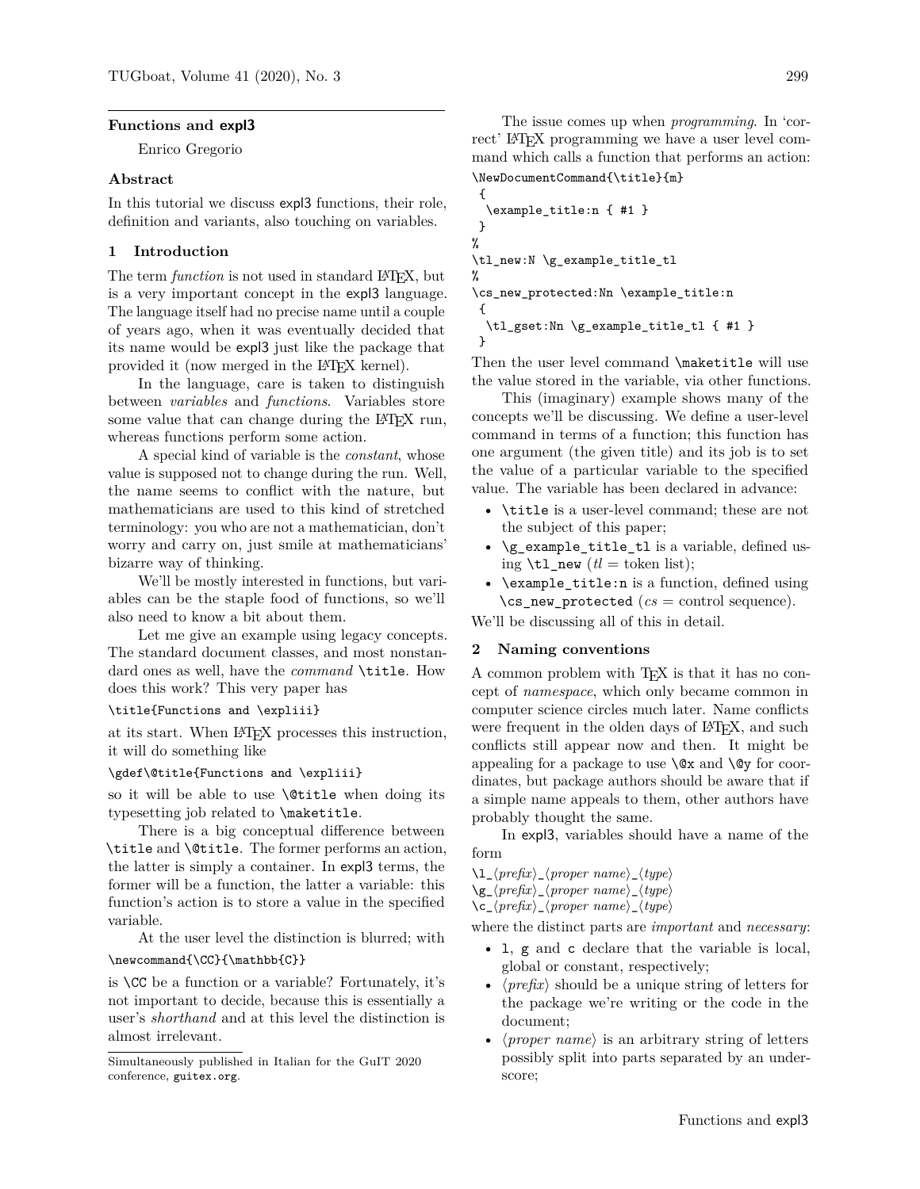# Functions and expl3

Enrico Gregorio

## Abstract

In this tutorial we discuss expl3 functions, their role, definition and variants, also touching on variables.

## 1 Introduction

The term *function* is not used in standard LaTeX, but is a very important concept in the expl3 language. The language itself had no precise name until a couple of years ago, when it was eventually decided that its name would be expl3 just like the package that provided it (now merged in the LaTeX kernel).

In the language, care is taken to distinguish between *variables* and *functions*. Variables store some value that can change during the LaTeX run, whereas functions perform some action.

A special kind of variable is the *constant*, whose value is supposed not to change during the run. Well, the name seems to conflict with the nature, but mathematicians are used to this kind of stretched terminology: you who are not a mathematician, don't worry and carry on, just smile at mathematicians' bizarre way of thinking.

We'll be mostly interested in functions, but variables can be the staple food of functions, so we'll also need to know a bit about them.

Let me give an example using legacy concepts. The standard document classes, and most nonstandard ones as well, have the *command* `\title`. How does this work? This very paper has

```
\title{Functions and \expliii}
```

at its start. When LaTeX processes this instruction, it will do something like

```
\gdef\@title{Functions and \expliii}
```

so it will be able to use `\@title` when doing its typesetting job related to `\maketitle`.

There is a big conceptual difference between `\title` and `\@title`. The former performs an action, the latter is simply a container. In expl3 terms, the former will be a function, the latter a variable: this function's action is to store a value in the specified variable.

At the user level the distinction is blurred; with

```
\newcommand{\CC}{\mathbb{C}}
```

is `\CC` be a function or a variable? Fortunately, it's not important to decide, because this is essentially a user's *shorthand* and at this level the distinction is almost irrelevant.

Simultaneously published in Italian for the GuIT 2020 conference, guitex.org.

The issue comes up when *programming*. In 'correct' LaTeX programming we have a user level command which calls a function that performs an action:

```
\NewDocumentCommand{\title}{m}
 {
  \example_title:n { #1 }
 }
%
\tl_new:N \g_example_title_tl
%
\cs_new_protected:Nn \example_title:n
 {
  \tl_gset:Nn \g_example_title_tl { #1 }
 }
```

Then the user level command `\maketitle` will use the value stored in the variable, via other functions.

This (imaginary) example shows many of the concepts we'll be discussing. We define a user-level command in terms of a function; this function has one argument (the given title) and its job is to set the value of a particular variable to the specified value. The variable has been declared in advance:

- `\title` is a user-level command; these are not the subject of this paper;
- `\g_example_title_tl` is a variable, defined using `\tl_new` (*tl* = token list);
- `\example_title:n` is a function, defined using `\cs_new_protected` (*cs* = control sequence).

We'll be discussing all of this in detail.

## 2 Naming conventions

A common problem with TeX is that it has no concept of *namespace*, which only became common in computer science circles much later. Name conflicts were frequent in the olden days of LaTeX, and such conflicts still appear now and then. It might be appealing for a package to use `\@x` and `\@y` for coordinates, but package authors should be aware that if a simple name appeals to them, other authors have probably thought the same.

In expl3, variables should have a name of the form

`\l_`⟨*prefix*⟩`_`⟨*proper name*⟩`_`⟨*type*⟩
`\g_`⟨*prefix*⟩`_`⟨*proper name*⟩`_`⟨*type*⟩
`\c_`⟨*prefix*⟩`_`⟨*proper name*⟩`_`⟨*type*⟩

where the distinct parts are *important* and *necessary*:

- `l`, `g` and `c` declare that the variable is local, global or constant, respectively;
- ⟨*prefix*⟩ should be a unique string of letters for the package we're writing or the code in the document;
- ⟨*proper name*⟩ is an arbitrary string of letters possibly split into parts separated by an underscore;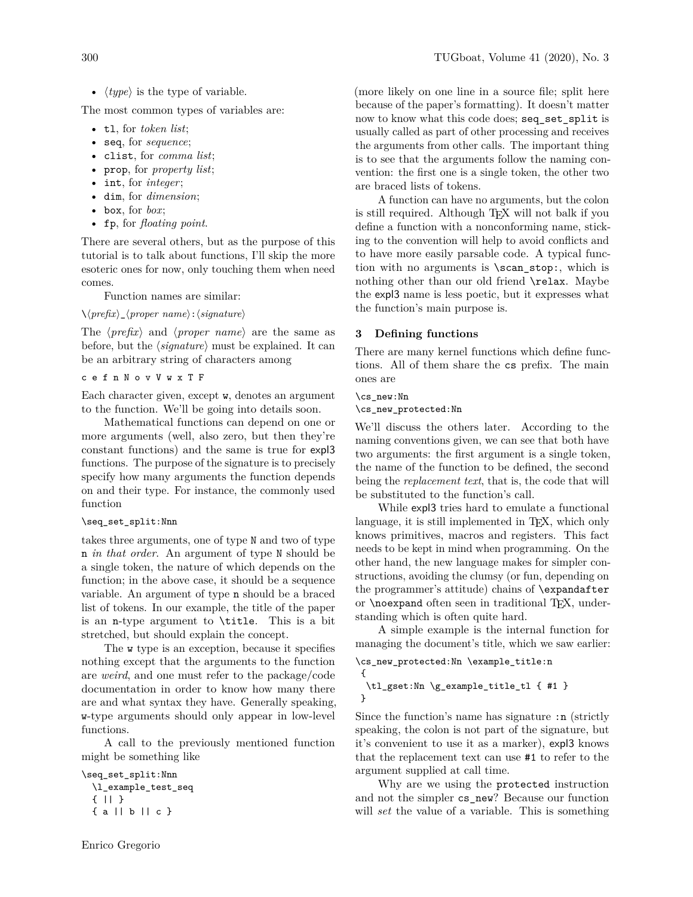- ⟨*type*⟩ is the type of variable.

The most common types of variables are:

- `tl`, for *token list*;
- `seq`, for *sequence*;
- `clist`, for *comma list*;
- `prop`, for *property list*;
- `int`, for *integer*;
- `dim`, for *dimension*;
- `box`, for *box*;
- `fp`, for *floating point*.

There are several others, but as the purpose of this tutorial is to talk about functions, I'll skip the more esoteric ones for now, only touching them when need comes.

Function names are similar:

\⟨*prefix*⟩_⟨*proper name*⟩:⟨*signature*⟩

The ⟨*prefix*⟩ and ⟨*proper name*⟩ are the same as before, but the ⟨*signature*⟩ must be explained. It can be an arbitrary string of characters among

```
c e f n N o v V w x T F
```

Each character given, except `w`, denotes an argument to the function. We'll be going into details soon.

Mathematical functions can depend on one or more arguments (well, also zero, but then they're constant functions) and the same is true for expl3 functions. The purpose of the signature is to precisely specify how many arguments the function depends on and their type. For instance, the commonly used function

```
\seq_set_split:Nnn
```

takes three arguments, one of type `N` and two of type `n` *in that order*. An argument of type `N` should be a single token, the nature of which depends on the function; in the above case, it should be a sequence variable. An argument of type `n` should be a braced list of tokens. In our example, the title of the paper is an `n`-type argument to `\title`. This is a bit stretched, but should explain the concept.

The `w` type is an exception, because it specifies nothing except that the arguments to the function are *weird*, and one must refer to the package/code documentation in order to know how many there are and what syntax they have. Generally speaking, `w`-type arguments should only appear in low-level functions.

A call to the previously mentioned function might be something like

```
\seq_set_split:Nnn
  \l_example_test_seq
  { || }
  { a || b || c }
```

(more likely on one line in a source file; split here because of the paper's formatting). It doesn't matter now to know what this code does; `seq_set_split` is usually called as part of other processing and receives the arguments from other calls. The important thing is to see that the arguments follow the naming convention: the first one is a single token, the other two are braced lists of tokens.

A function can have no arguments, but the colon is still required. Although TeX will not balk if you define a function with a nonconforming name, sticking to the convention will help to avoid conflicts and to have more easily parsable code. A typical function with no arguments is `\scan_stop:`, which is nothing other than our old friend `\relax`. Maybe the expl3 name is less poetic, but it expresses what the function's main purpose is.

## 3 Defining functions

There are many kernel functions which define functions. All of them share the `cs` prefix. The main ones are

```
\cs_new:Nn
\cs_new_protected:Nn
```

We'll discuss the others later. According to the naming conventions given, we can see that both have two arguments: the first argument is a single token, the name of the function to be defined, the second being the *replacement text*, that is, the code that will be substituted to the function's call.

While expl3 tries hard to emulate a functional language, it is still implemented in TeX, which only knows primitives, macros and registers. This fact needs to be kept in mind when programming. On the other hand, the new language makes for simpler constructions, avoiding the clumsy (or fun, depending on the programmer's attitude) chains of `\expandafter` or `\noexpand` often seen in traditional TeX, understanding which is often quite hard.

A simple example is the internal function for managing the document's title, which we saw earlier:

```
\cs_new_protected:Nn \example_title:n
 {
  \tl_gset:Nn \g_example_title_tl { #1 }
 }
```

Since the function's name has signature `:n` (strictly speaking, the colon is not part of the signature, but it's convenient to use it as a marker), expl3 knows that the replacement text can use `#1` to refer to the argument supplied at call time.

Why are we using the `protected` instruction and not the simpler `cs_new`? Because our function will *set* the value of a variable. This is something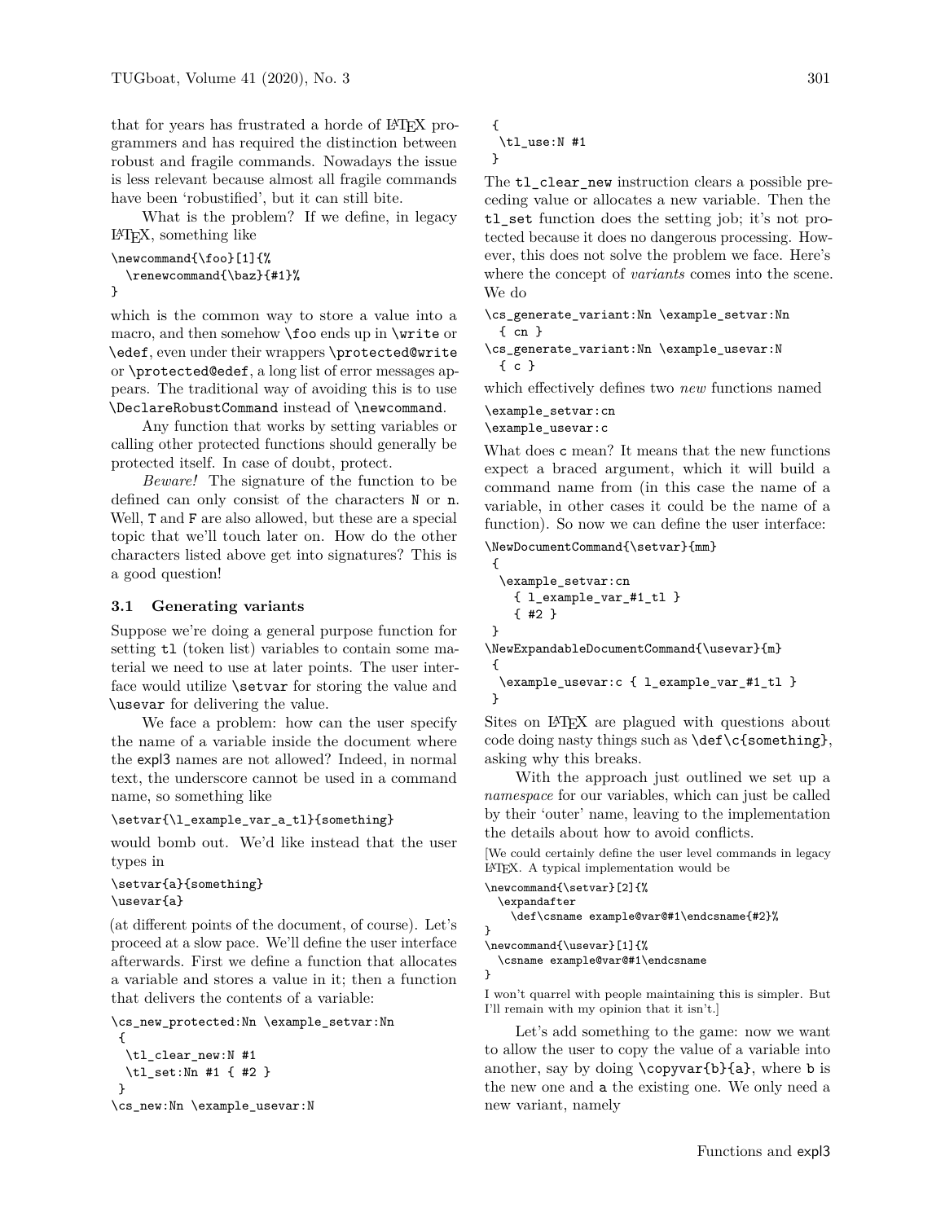that for years has frustrated a horde of LaTeX programmers and has required the distinction between robust and fragile commands. Nowadays the issue is less relevant because almost all fragile commands have been 'robustified', but it can still bite.

What is the problem? If we define, in legacy LaTeX, something like

```
\newcommand{\foo}[1]{%
  \renewcommand{\baz}{#1}%
}
```

which is the common way to store a value into a macro, and then somehow `\foo` ends up in `\write` or `\edef`, even under their wrappers `\protected@write` or `\protected@edef`, a long list of error messages appears. The traditional way of avoiding this is to use `\DeclareRobustCommand` instead of `\newcommand`.

Any function that works by setting variables or calling other protected functions should generally be protected itself. In case of doubt, protect.

*Beware!* The signature of the function to be defined can only consist of the characters `N` or `n`. Well, `T` and `F` are also allowed, but these are a special topic that we'll touch later on. How do the other characters listed above get into signatures? This is a good question!

### 3.1 Generating variants

Suppose we're doing a general purpose function for setting `tl` (token list) variables to contain some material we need to use at later points. The user interface would utilize `\setvar` for storing the value and `\usevar` for delivering the value.

We face a problem: how can the user specify the name of a variable inside the document where the expl3 names are not allowed? Indeed, in normal text, the underscore cannot be used in a command name, so something like

```
\setvar{\l_example_var_a_tl}{something}
```

would bomb out. We'd like instead that the user types in

```
\setvar{a}{something}
\usevar{a}
```

(at different points of the document, of course). Let's proceed at a slow pace. We'll define the user interface afterwards. First we define a function that allocates a variable and stores a value in it; then a function that delivers the contents of a variable:

```
\cs_new_protected:Nn \example_setvar:Nn
 {
  \tl_clear_new:N #1
  \tl_set:Nn #1 { #2 }
 }
\cs_new:Nn \example_usevar:N
 {
  \tl_use:N #1
 }
```

The `tl_clear_new` instruction clears a possible preceding value or allocates a new variable. Then the `tl_set` function does the setting job; it's not protected because it does no dangerous processing. However, this does not solve the problem we face. Here's where the concept of *variants* comes into the scene. We do

```
\cs_generate_variant:Nn \example_setvar:Nn
  { cn }
\cs_generate_variant:Nn \example_usevar:N
  { c }
```

which effectively defines two *new* functions named

```
\example_setvar:cn
\example_usevar:c
```

What does `c` mean? It means that the new functions expect a braced argument, which it will build a command name from (in this case the name of a variable, in other cases it could be the name of a function). So now we can define the user interface:

```
\NewDocumentCommand{\setvar}{mm}
 {
  \example_setvar:cn
    { l_example_var_#1_tl }
    { #2 }
 }
\NewExpandableDocumentCommand{\usevar}{m}
 {
  \example_usevar:c { l_example_var_#1_tl }
 }
```

Sites on LaTeX are plagued with questions about code doing nasty things such as `\def\c{something}`, asking why this breaks.

With the approach just outlined we set up a *namespace* for our variables, which can just be called by their 'outer' name, leaving to the implementation the details about how to avoid conflicts.

[We could certainly define the user level commands in legacy LaTeX. A typical implementation would be

```
\newcommand{\setvar}[2]{%
  \expandafter
    \def\csname example@var@#1\endcsname{#2}%
}
\newcommand{\usevar}[1]{%
  \csname example@var@#1\endcsname
}
```

I won't quarrel with people maintaining this is simpler. But I'll remain with my opinion that it isn't.]

Let's add something to the game: now we want to allow the user to copy the value of a variable into another, say by doing `\copyvar{b}{a}`, where `b` is the new one and `a` the existing one. We only need a new variant, namely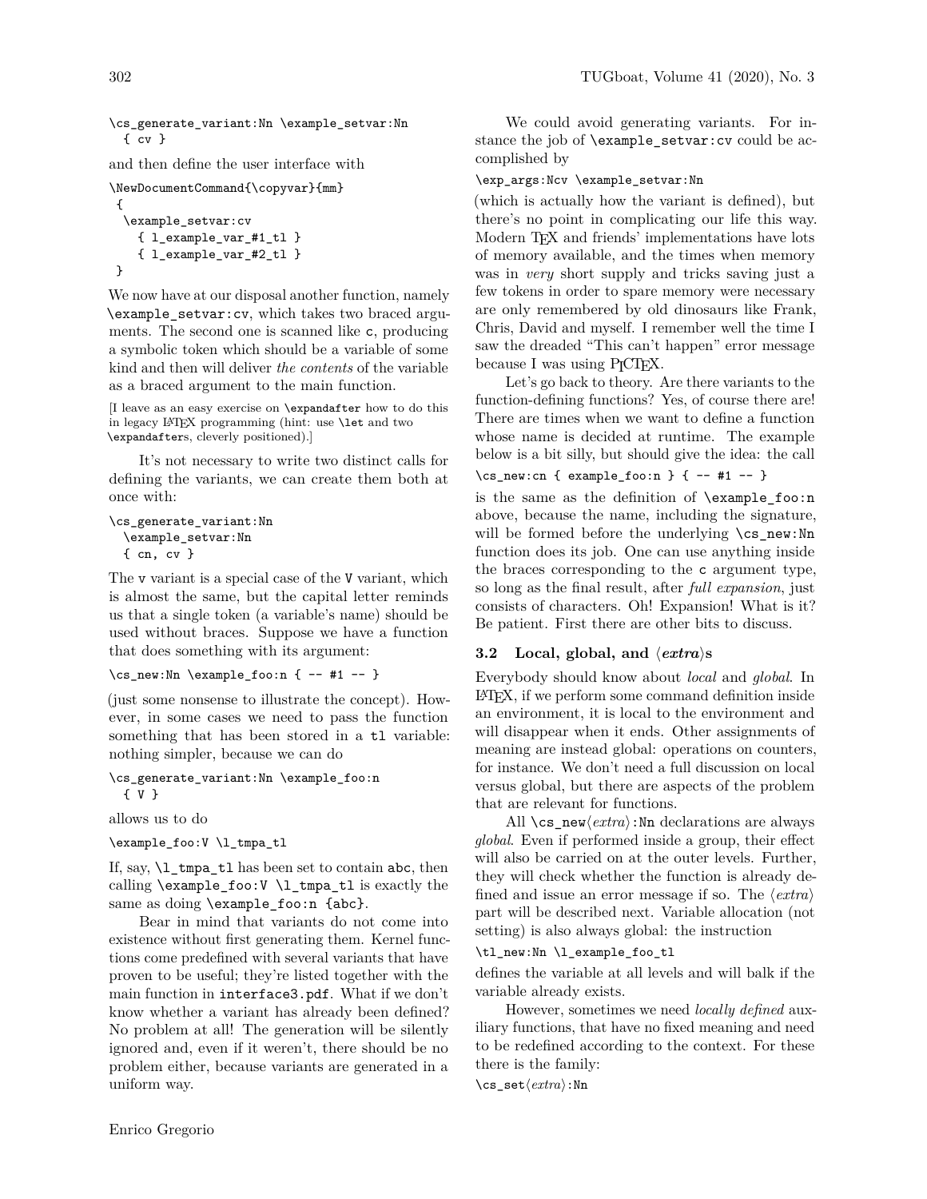```
\cs_generate_variant:Nn \example_setvar:Nn
  { cv }
```

and then define the user interface with

```
\NewDocumentCommand{\copyvar}{mm}
 {
  \example_setvar:cv
    { l_example_var_#1_tl }
    { l_example_var_#2_tl }
 }
```

We now have at our disposal another function, namely `\example_setvar:cv`, which takes two braced arguments. The second one is scanned like `c`, producing a symbolic token which should be a variable of some kind and then will deliver *the contents* of the variable as a braced argument to the main function.

[I leave as an easy exercise on `\expandafter` how to do this in legacy LaTeX programming (hint: use `\let` and two `\expandafter`s, cleverly positioned).]

It's not necessary to write two distinct calls for defining the variants, we can create them both at once with:

```
\cs_generate_variant:Nn
  \example_setvar:Nn
  { cn, cv }
```

The `v` variant is a special case of the `V` variant, which is almost the same, but the capital letter reminds us that a single token (a variable's name) should be used without braces. Suppose we have a function that does something with its argument:

```
\cs_new:Nn \example_foo:n { -- #1 -- }
```

(just some nonsense to illustrate the concept). However, in some cases we need to pass the function something that has been stored in a `tl` variable: nothing simpler, because we can do

```
\cs_generate_variant:Nn \example_foo:n
  { V }
```

allows us to do

```
\example_foo:V \l_tmpa_tl
```

If, say, `\l_tmpa_tl` has been set to contain `abc`, then calling `\example_foo:V \l_tmpa_tl` is exactly the same as doing `\example_foo:n {abc}`.

Bear in mind that variants do not come into existence without first generating them. Kernel functions come predefined with several variants that have proven to be useful; they're listed together with the main function in `interface3.pdf`. What if we don't know whether a variant has already been defined? No problem at all! The generation will be silently ignored and, even if it weren't, there should be no problem either, because variants are generated in a uniform way.

We could avoid generating variants. For instance the job of `\example_setvar:cv` could be accomplished by

```
\exp_args:Ncv \example_setvar:Nn
```

(which is actually how the variant is defined), but there's no point in complicating our life this way. Modern TeX and friends' implementations have lots of memory available, and the times when memory was in *very* short supply and tricks saving just a few tokens in order to spare memory were necessary are only remembered by old dinosaurs like Frank, Chris, David and myself. I remember well the time I saw the dreaded "This can't happen" error message because I was using PICTeX.

Let's go back to theory. Are there variants to the function-defining functions? Yes, of course there are! There are times when we want to define a function whose name is decided at runtime. The example below is a bit silly, but should give the idea: the call

```
\cs_new:cn { example_foo:n } { -- #1 -- }
```

is the same as the definition of `\example_foo:n` above, because the name, including the signature, will be formed before the underlying `\cs_new:Nn` function does its job. One can use anything inside the braces corresponding to the `c` argument type, so long as the final result, after *full expansion*, just consists of characters. Oh! Expansion! What is it? Be patient. First there are other bits to discuss.

### 3.2 Local, global, and ⟨*extra*⟩s

Everybody should know about *local* and *global*. In LaTeX, if we perform some command definition inside an environment, it is local to the environment and will disappear when it ends. Other assignments of meaning are instead global: operations on counters, for instance. We don't need a full discussion on local versus global, but there are aspects of the problem that are relevant for functions.

All `\cs_new`⟨*extra*⟩`:Nn` declarations are always *global*. Even if performed inside a group, their effect will also be carried on at the outer levels. Further, they will check whether the function is already defined and issue an error message if so. The ⟨*extra*⟩ part will be described next. Variable allocation (not setting) is also always global: the instruction

```
\tl_new:Nn \l_example_foo_tl
```

defines the variable at all levels and will balk if the variable already exists.

However, sometimes we need *locally defined* auxiliary functions, that have no fixed meaning and need to be redefined according to the context. For these there is the family:

`\cs_set`⟨*extra*⟩`:Nn`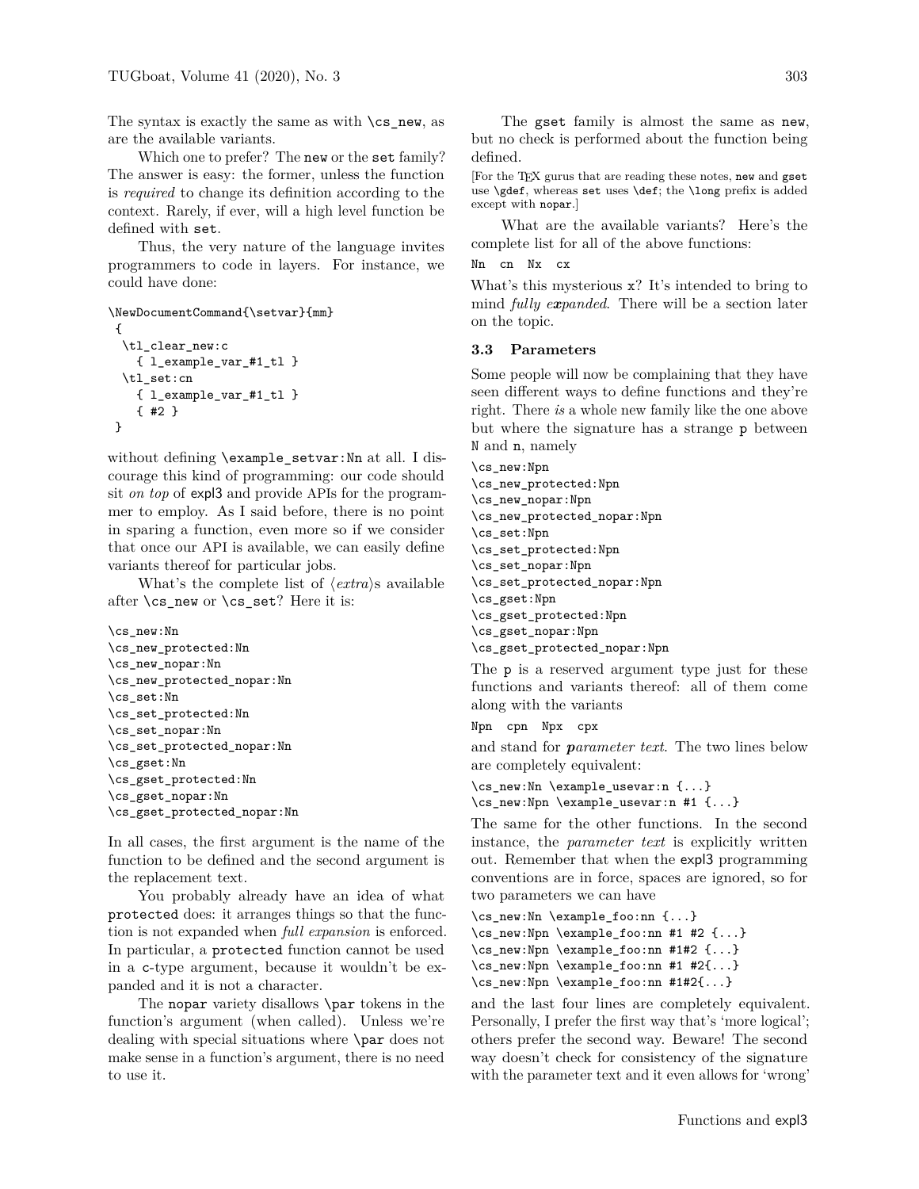The syntax is exactly the same as with `\cs_new`, as are the available variants.

Which one to prefer? The `new` or the `set` family? The answer is easy: the former, unless the function is *required* to change its definition according to the context. Rarely, if ever, will a high level function be defined with `set`.

Thus, the very nature of the language invites programmers to code in layers. For instance, we could have done:

```
\NewDocumentCommand{\setvar}{mm}
 {
  \tl_clear_new:c
    { l_example_var_#1_tl }
  \tl_set:cn
    { l_example_var_#1_tl }
    { #2 }
 }
```

without defining `\example_setvar:Nn` at all. I discourage this kind of programming: our code should sit *on top* of expl3 and provide APIs for the programmer to employ. As I said before, there is no point in sparing a function, even more so if we consider that once our API is available, we can easily define variants thereof for particular jobs.

What's the complete list of ⟨*extra*⟩s available after `\cs_new` or `\cs_set`? Here it is:

```
\cs_new:Nn
\cs_new_protected:Nn
\cs_new_nopar:Nn
\cs_new_protected_nopar:Nn
\cs_set:Nn
\cs_set_protected:Nn
\cs_set_nopar:Nn
\cs_set_protected_nopar:Nn
\cs_gset:Nn
\cs_gset_protected:Nn
\cs_gset_nopar:Nn
\cs_gset_protected_nopar:Nn
```

In all cases, the first argument is the name of the function to be defined and the second argument is the replacement text.

You probably already have an idea of what `protected` does: it arranges things so that the function is not expanded when *full expansion* is enforced. In particular, a `protected` function cannot be used in a `c`-type argument, because it wouldn't be expanded and it is not a character.

The `nopar` variety disallows `\par` tokens in the function's argument (when called). Unless we're dealing with special situations where `\par` does not make sense in a function's argument, there is no need to use it.

The `gset` family is almost the same as `new`, but no check is performed about the function being defined.

[For the TeX gurus that are reading these notes, `new` and `gset` use `\gdef`, whereas `set` uses `\def`; the `\long` prefix is added except with `nopar`.]

What are the available variants? Here's the complete list for all of the above functions:

```
Nn  cn  Nx  cx
```

What's this mysterious `x`? It's intended to bring to mind *fully* ***e******x****panded*. There will be a section later on the topic.

### 3.3 Parameters

Some people will now be complaining that they have seen different ways to define functions and they're right. There *is* a whole new family like the one above but where the signature has a strange `p` between `N` and `n`, namely

```
\cs_new:Npn
\cs_new_protected:Npn
\cs_new_nopar:Npn
\cs_new_protected_nopar:Npn
\cs_set:Npn
\cs_set_protected:Npn
\cs_set_nopar:Npn
\cs_set_protected_nopar:Npn
\cs_gset:Npn
\cs_gset_protected:Npn
\cs_gset_nopar:Npn
\cs_gset_protected_nopar:Npn
```

The `p` is a reserved argument type just for these functions and variants thereof: all of them come along with the variants

```
Npn  cpn  Npx  cpx
```

and stand for ***p****arameter text*. The two lines below are completely equivalent:

```
\cs_new:Nn \example_usevar:n {...}
\cs_new:Npn \example_usevar:n #1 {...}
```

The same for the other functions. In the second instance, the *parameter text* is explicitly written out. Remember that when the expl3 programming conventions are in force, spaces are ignored, so for two parameters we can have

```
\cs_new:Nn \example_foo:nn {...}
\cs_new:Npn \example_foo:nn #1 #2 {...}
\cs_new:Npn \example_foo:nn #1#2 {...}
\cs_new:Npn \example_foo:nn #1 #2{...}
\cs_new:Npn \example_foo:nn #1#2{...}
```

and the last four lines are completely equivalent. Personally, I prefer the first way that's 'more logical'; others prefer the second way. Beware! The second way doesn't check for consistency of the signature with the parameter text and it even allows for 'wrong'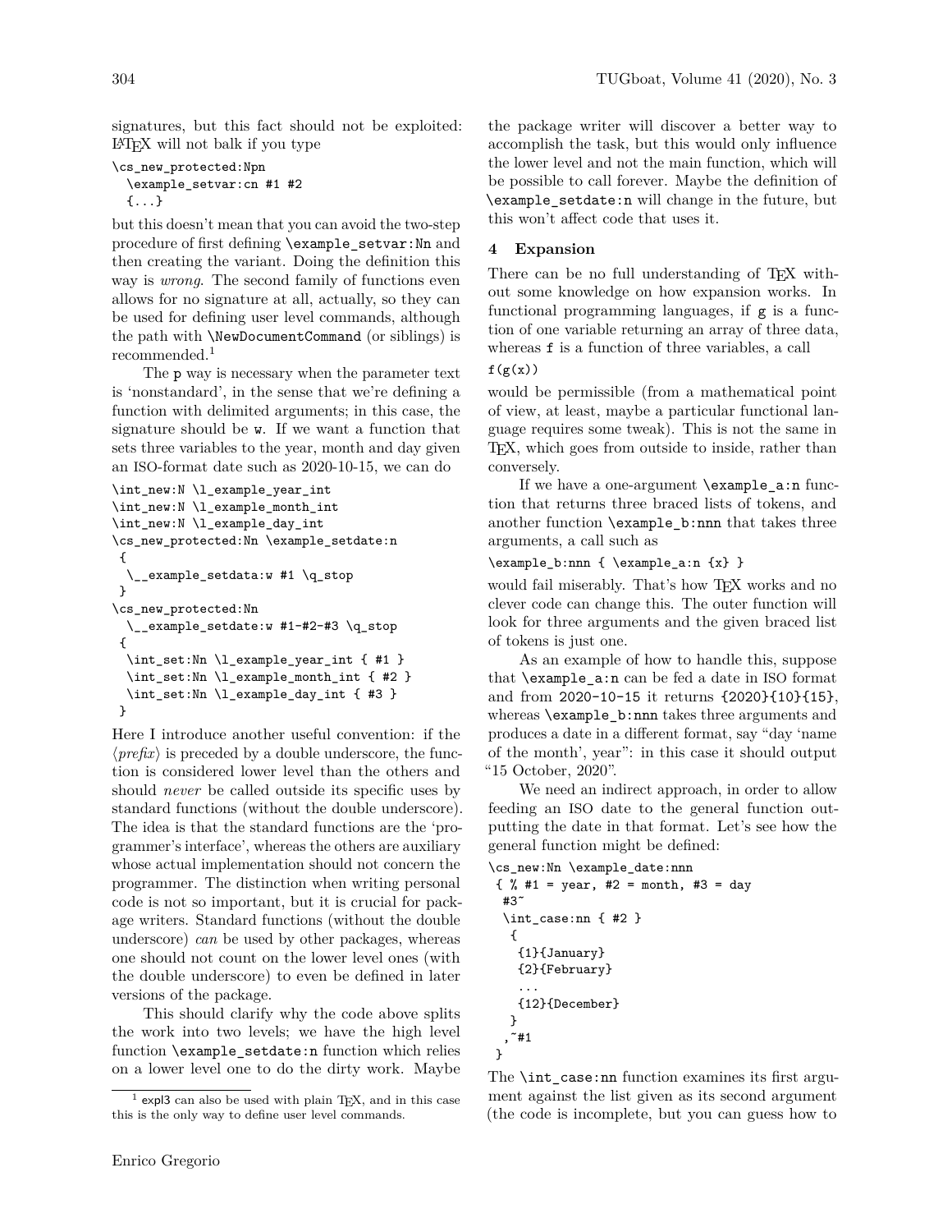signatures, but this fact should not be exploited: LaTeX will not balk if you type

```
\cs_new_protected:Npn
  \example_setvar:cn #1 #2
  {...}
```

but this doesn't mean that you can avoid the two-step procedure of first defining `\example_setvar:Nn` and then creating the variant. Doing the definition this way is *wrong*. The second family of functions even allows for no signature at all, actually, so they can be used for defining user level commands, although the path with `\NewDocumentCommand` (or siblings) is recommended.[1]

The `p` way is necessary when the parameter text is 'nonstandard', in the sense that we're defining a function with delimited arguments; in this case, the signature should be `w`. If we want a function that sets three variables to the year, month and day given an ISO-format date such as 2020-10-15, we can do

```
\int_new:N \l_example_year_int
\int_new:N \l_example_month_int
\int_new:N \l_example_day_int
\cs_new_protected:Nn \example_setdate:n
 {
  \__example_setdata:w #1 \q_stop
 }
\cs_new_protected:Nn
  \__example_setdate:w #1-#2-#3 \q_stop
 {
  \int_set:Nn \l_example_year_int { #1 }
  \int_set:Nn \l_example_month_int { #2 }
  \int_set:Nn \l_example_day_int { #3 }
 }
```

Here I introduce another useful convention: if the ⟨*prefix*⟩ is preceded by a double underscore, the function is considered lower level than the others and should *never* be called outside its specific uses by standard functions (without the double underscore). The idea is that the standard functions are the 'programmer's interface', whereas the others are auxiliary whose actual implementation should not concern the programmer. The distinction when writing personal code is not so important, but it is crucial for package writers. Standard functions (without the double underscore) *can* be used by other packages, whereas one should not count on the lower level ones (with the double underscore) to even be defined in later versions of the package.

This should clarify why the code above splits the work into two levels; we have the high level function `\example_setdate:n` function which relies on a lower level one to do the dirty work. Maybe the package writer will discover a better way to accomplish the task, but this would only influence the lower level and not the main function, which will be possible to call forever. Maybe the definition of `\example_setdate:n` will change in the future, but this won't affect code that uses it.

[1] expl3 can also be used with plain TeX, and in this case this is the only way to define user level commands.

## 4 Expansion

There can be no full understanding of TeX without some knowledge on how expansion works. In functional programming languages, if `g` is a function of one variable returning an array of three data, whereas `f` is a function of three variables, a call

`f(g(x))`

would be permissible (from a mathematical point of view, at least, maybe a particular functional language requires some tweak). This is not the same in TeX, which goes from outside to inside, rather than conversely.

If we have a one-argument `\example_a:n` function that returns three braced lists of tokens, and another function `\example_b:nnn` that takes three arguments, a call such as

`\example_b:nnn { \example_a:n {x} }`

would fail miserably. That's how TeX works and no clever code can change this. The outer function will look for three arguments and the given braced list of tokens is just one.

As an example of how to handle this, suppose that `\example_a:n` can be fed a date in ISO format and from `2020-10-15` it returns `{2020}{10}{15}`, whereas `\example_b:nnn` takes three arguments and produces a date in a different format, say "day 'name of the month', year": in this case it should output "15 October, 2020".

We need an indirect approach, in order to allow feeding an ISO date to the general function outputting the date in that format. Let's see how the general function might be defined:

```
\cs_new:Nn \example_date:nnn
 { % #1 = year, #2 = month, #3 = day
  #3~
  \int_case:nn { #2 }
   {
    {1}{January}
    {2}{February}
    ...
    {12}{December}
   }
  ,~#1
 }
```

The `\int_case:nn` function examines its first argument against the list given as its second argument (the code is incomplete, but you can guess how to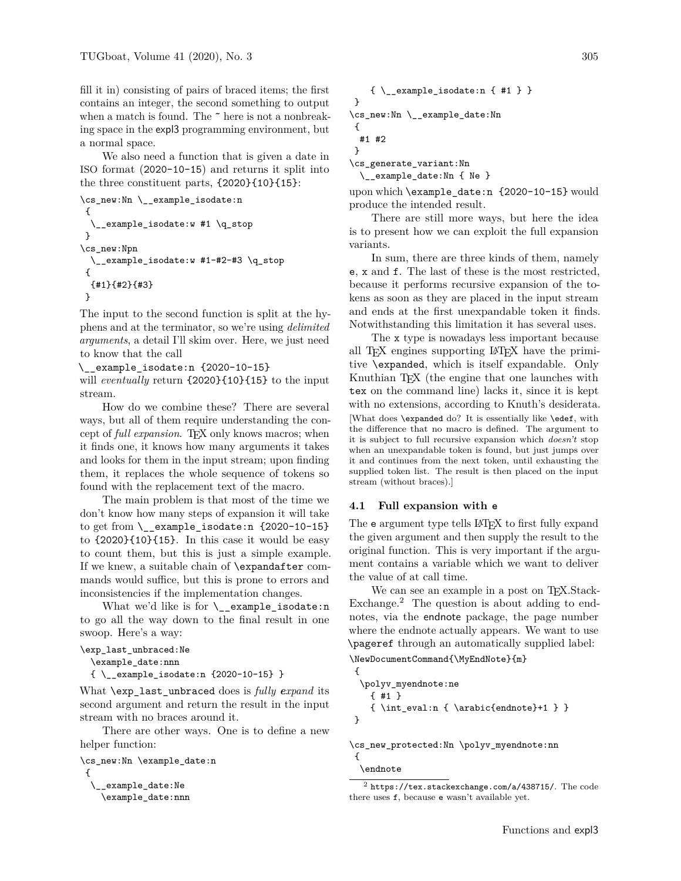fill it in) consisting of pairs of braced items; the first contains an integer, the second something to output when a match is found. The ~ here is not a nonbreaking space in the expl3 programming environment, but a normal space.

We also need a function that is given a date in ISO format (2020-10-15) and returns it split into the three constituent parts, {2020}{10}{15}:

```
\cs_new:Nn \__example_isodate:n
 {
  \__example_isodate:w #1 \q_stop
 }
\cs_new:Npn
  \__example_isodate:w #1-#2-#3 \q_stop
 {
  {#1}{#2}{#3}
 }
```

The input to the second function is split at the hyphens and at the terminator, so we're using *delimited arguments*, a detail I'll skim over. Here, we just need to know that the call

`\__example_isodate:n {2020-10-15}`

will *eventually* return {2020}{10}{15} to the input stream.

How do we combine these? There are several ways, but all of them require understanding the concept of *full expansion*. TeX only knows macros; when it finds one, it knows how many arguments it takes and looks for them in the input stream; upon finding them, it replaces the whole sequence of tokens so found with the replacement text of the macro.

The main problem is that most of the time we don't know how many steps of expansion it will take to get from `\__example_isodate:n {2020-10-15}` to {2020}{10}{15}. In this case it would be easy to count them, but this is just a simple example. If we knew, a suitable chain of `\expandafter` commands would suffice, but this is prone to errors and inconsistencies if the implementation changes.

What we'd like is for `\__example_isodate:n` to go all the way down to the final result in one swoop. Here's a way:

```
\exp_last_unbraced:Ne
  \example_date:nnn
  { \__example_isodate:n {2020-10-15} }
```

What `\exp_last_unbraced` does is *fully **e**xpand* its second argument and return the result in the input stream with no braces around it.

There are other ways. One is to define a new helper function:

```
\cs_new:Nn \example_date:n
 {
  \__example_date:Ne
    \example_date:nnn
    { \__example_isodate:n { #1 } }
 }
\cs_new:Nn \__example_date:Nn
 {
  #1 #2
 }
\cs_generate_variant:Nn
  \__example_date:Nn { Ne }
```

upon which `\example_date:n {2020-10-15}` would produce the intended result.

There are still more ways, but here the idea is to present how we can exploit the full expansion variants.

In sum, there are three kinds of them, namely e, x and f. The last of these is the most restricted, because it performs recursive expansion of the tokens as soon as they are placed in the input stream and ends at the first unexpandable token it finds. Notwithstanding this limitation it has several uses.

The x type is nowadays less important because all TeX engines supporting LaTeX have the primitive `\expanded`, which is itself expandable. Only Knuthian TeX (the engine that one launches with tex on the command line) lacks it, since it is kept with no extensions, according to Knuth's desiderata. [What does `\expanded` do? It is essentially like `\edef`, with the difference that no macro is defined. The argument to it is subject to full recursive expansion which *doesn't* stop when an unexpandable token is found, but just jumps over it and continues from the next token, until exhausting the supplied token list. The result is then placed on the input stream (without braces).]

### 4.1 Full expansion with e

The e argument type tells LaTeX to first fully expand the given argument and then supply the result to the original function. This is very important if the argument contains a variable which we want to deliver the value of at call time.

We can see an example in a post on TeX.StackExchange.[2] The question is about adding to endnotes, via the endnote package, the page number where the endnote actually appears. We want to use `\pageref` through an automatically supplied label:

```
\NewDocumentCommand{\MyEndNote}{m}
 {
  \polyv_myendnote:ne
    { #1 }
    { \int_eval:n { \arabic{endnote}+1 } }
 }

\cs_new_protected:Nn \polyv_myendnote:nn
 {
  \endnote
```

[2] https://tex.stackexchange.com/a/438715/. The code there uses f, because e wasn't available yet.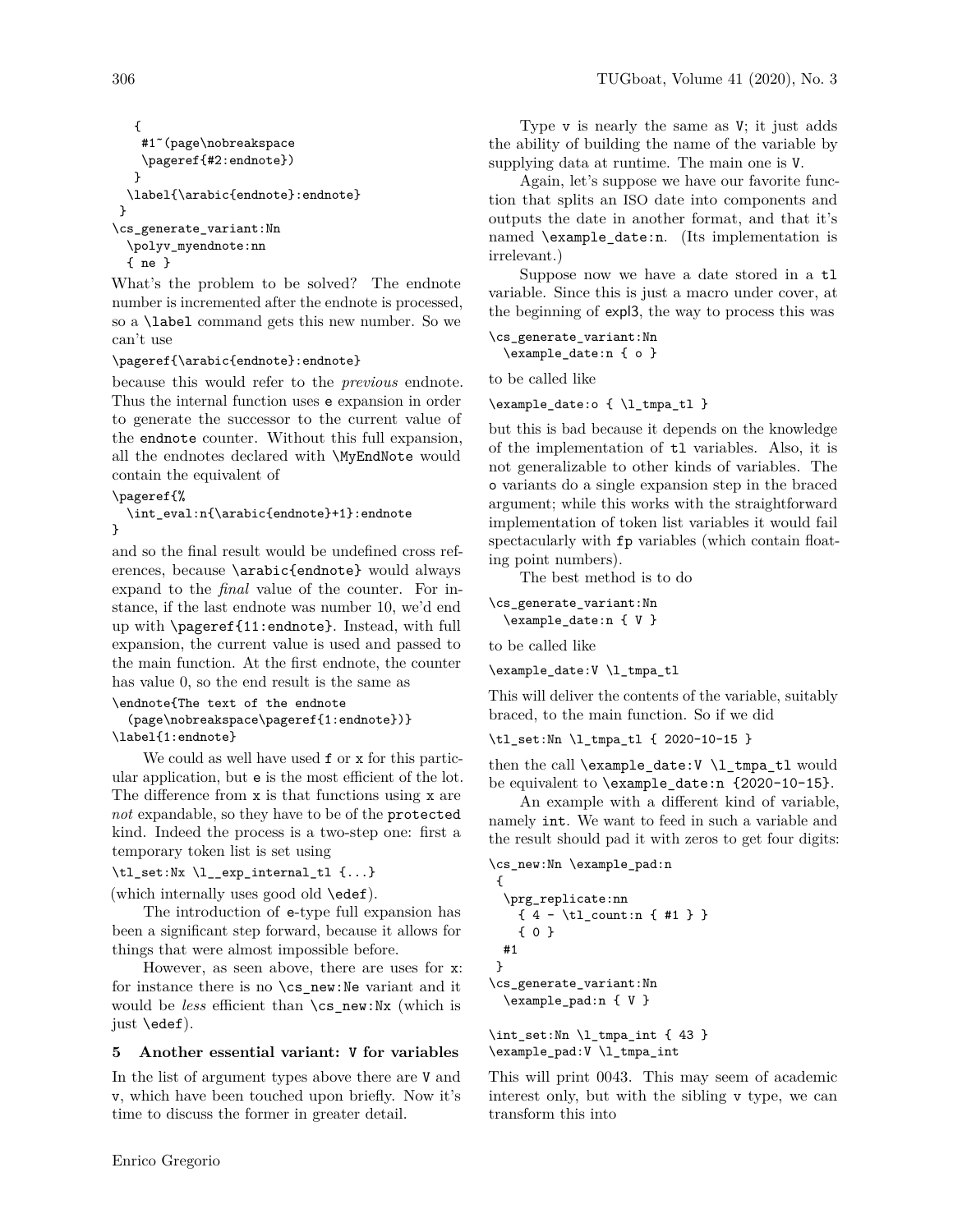```
  {
   #1~(page\nobreakspace
   \pageref{#2:endnote})
  }
 \label{\arabic{endnote}:endnote}
}
\cs_generate_variant:Nn
 \polyv_myendnote:nn
 { ne }
```

What's the problem to be solved? The endnote number is incremented after the endnote is processed, so a `\label` command gets this new number. So we can't use

```
\pageref{\arabic{endnote}:endnote}
```

because this would refer to the *previous* endnote. Thus the internal function uses `e` expansion in order to generate the successor to the current value of the `endnote` counter. Without this full expansion, all the endnotes declared with `\MyEndNote` would contain the equivalent of

```
\pageref{%
  \int_eval:n{\arabic{endnote}+1}:endnote
}
```

and so the final result would be undefined cross references, because `\arabic{endnote}` would always expand to the *final* value of the counter. For instance, if the last endnote was number 10, we'd end up with `\pageref{11:endnote}`. Instead, with full expansion, the current value is used and passed to the main function. At the first endnote, the counter has value 0, so the end result is the same as

```
\endnote{The text of the endnote
  (page\nobreakspace\pageref{1:endnote})}
\label{1:endnote}
```

We could as well have used `f` or `x` for this particular application, but `e` is the most efficient of the lot. The difference from `x` is that functions using `x` are *not* expandable, so they have to be of the `protected` kind. Indeed the process is a two-step one: first a temporary token list is set using

```
\tl_set:Nx \l__exp_internal_tl {...}
```

(which internally uses good old `\edef`).

The introduction of `e`-type full expansion has been a significant step forward, because it allows for things that were almost impossible before.

However, as seen above, there are uses for `x`: for instance there is no `\cs_new:Ne` variant and it would be *less* efficient than `\cs_new:Nx` (which is just `\edef`).

## 5 Another essential variant: V for variables

In the list of argument types above there are `V` and `v`, which have been touched upon briefly. Now it's time to discuss the former in greater detail.

Type `v` is nearly the same as `V`; it just adds the ability of building the name of the variable by supplying data at runtime. The main one is `V`.

Again, let's suppose we have our favorite function that splits an ISO date into components and outputs the date in another format, and that it's named `\example_date:n`. (Its implementation is irrelevant.)

Suppose now we have a date stored in a `tl` variable. Since this is just a macro under cover, at the beginning of expl3, the way to process this was

```
\cs_generate_variant:Nn
  \example_date:n { o }
```

to be called like

```
\example_date:o { \l_tmpa_tl }
```

but this is bad because it depends on the knowledge of the implementation of `tl` variables. Also, it is not generalizable to other kinds of variables. The `o` variants do a single expansion step in the braced argument; while this works with the straightforward implementation of token list variables it would fail spectacularly with `fp` variables (which contain floating point numbers).

The best method is to do

```
\cs_generate_variant:Nn
  \example_date:n { V }
```

to be called like

```
\example_date:V \l_tmpa_tl
```

This will deliver the contents of the variable, suitably braced, to the main function. So if we did

```
\tl_set:Nn \l_tmpa_tl { 2020-10-15 }
```

then the call `\example_date:V \l_tmpa_tl` would be equivalent to `\example_date:n {2020-10-15}`.

An example with a different kind of variable, namely `int`. We want to feed in such a variable and the result should pad it with zeros to get four digits:

```
\cs_new:Nn \example_pad:n
 {
  \prg_replicate:nn
    { 4 - \tl_count:n { #1 } }
    { 0 }
  #1
 }
\cs_generate_variant:Nn
  \example_pad:n { V }

\int_set:Nn \l_tmpa_int { 43 }
\example_pad:V \l_tmpa_int
```

This will print 0043. This may seem of academic interest only, but with the sibling `v` type, we can transform this into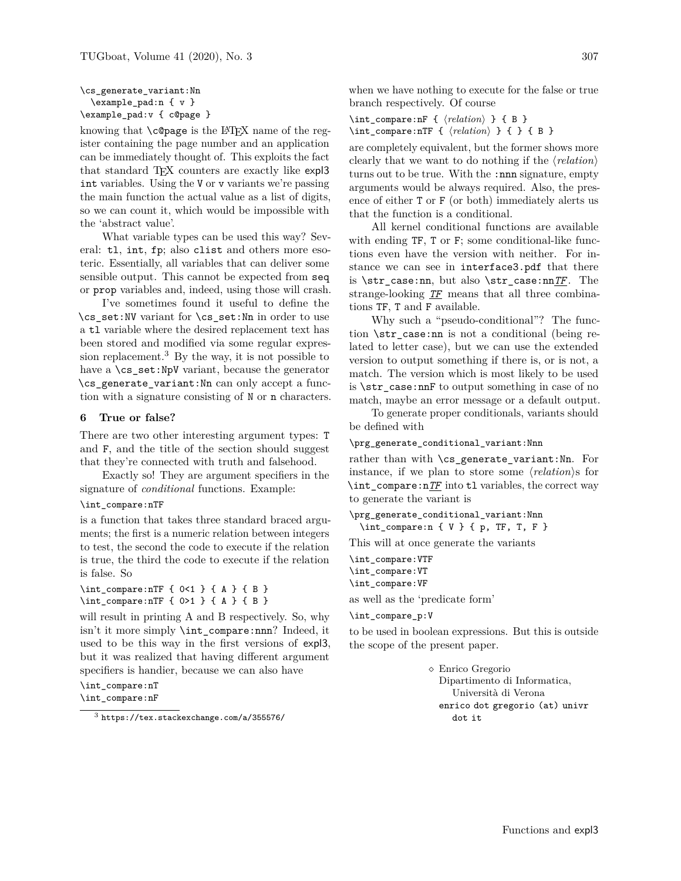```
\cs_generate_variant:Nn
  \example_pad:n { v }
\example_pad:v { c@page }
```

knowing that `\c@page` is the LaTeX name of the register containing the page number and an application can be immediately thought of. This exploits the fact that standard TeX counters are exactly like expl3 `int` variables. Using the `V` or `v` variants we're passing the main function the actual value as a list of digits, so we can count it, which would be impossible with the 'abstract value'.

What variable types can be used this way? Several: `tl`, `int`, `fp`; also `clist` and others more esoteric. Essentially, all variables that can deliver some sensible output. This cannot be expected from `seq` or `prop` variables and, indeed, using those will crash.

I've sometimes found it useful to define the `\cs_set:NV` variant for `\cs_set:Nn` in order to use a `tl` variable where the desired replacement text has been stored and modified via some regular expression replacement.[3] By the way, it is not possible to have a `\cs_set:NpV` variant, because the generator `\cs_generate_variant:Nn` can only accept a function with a signature consisting of `N` or `n` characters.

## 6 True or false?

There are two other interesting argument types: `T` and `F`, and the title of the section should suggest that they're connected with truth and falsehood.

Exactly so! They are argument specifiers in the signature of *conditional* functions. Example:

```
\int_compare:nTF
```

is a function that takes three standard braced arguments; the first is a numeric relation between integers to test, the second the code to execute if the relation is true, the third the code to execute if the relation is false. So

```
\int_compare:nTF { 0<1 } { A } { B }
\int_compare:nTF { 0>1 } { A } { B }
```

will result in printing A and B respectively. So, why isn't it more simply `\int_compare:nnn`? Indeed, it used to be this way in the first versions of expl3, but it was realized that having different argument specifiers is handier, because we can also have

```
\int_compare:nT
\int_compare:nF
```

when we have nothing to execute for the false or true branch respectively. Of course

```
\int_compare:nF { ⟨relation⟩ } { B }
\int_compare:nTF { ⟨relation⟩ } { } { B }
```

are completely equivalent, but the former shows more clearly that we want to do nothing if the ⟨*relation*⟩ turns out to be true. With the `:nnn` signature, empty arguments would be always required. Also, the presence of either `T` or `F` (or both) immediately alerts us that the function is a conditional.

All kernel conditional functions are available with ending `TF`, `T` or `F`; some conditional-like functions even have the version with neither. For instance we can see in `interface3.pdf` that there is `\str_case:nn`, but also `\str_case:nn`*TF*. The strange-looking *TF* means that all three combinations `TF`, `T` and `F` available.

Why such a "pseudo-conditional"? The function `\str_case:nn` is not a conditional (being related to letter case), but we can use the extended version to output something if there is, or is not, a match. The version which is most likely to be used is `\str_case:nnF` to output something in case of no match, maybe an error message or a default output.

To generate proper conditionals, variants should be defined with

```
\prg_generate_conditional_variant:Nnn
```

rather than with `\cs_generate_variant:Nn`. For instance, if we plan to store some ⟨*relation*⟩s for `\int_compare:n`*TF* into `tl` variables, the correct way to generate the variant is

```
\prg_generate_conditional_variant:Nnn
  \int_compare:n { V } { p, TF, T, F }
```

This will at once generate the variants

```
\int_compare:VTF
\int_compare:VT
\int_compare:VF
```

as well as the 'predicate form'

```
\int_compare_p:V
```

to be used in boolean expressions. But this is outside the scope of the present paper.

◇ Enrico Gregorio
Dipartimento di Informatica,
Università di Verona
enrico dot gregorio (at) univr dot it

[3] https://tex.stackexchange.com/a/355576/